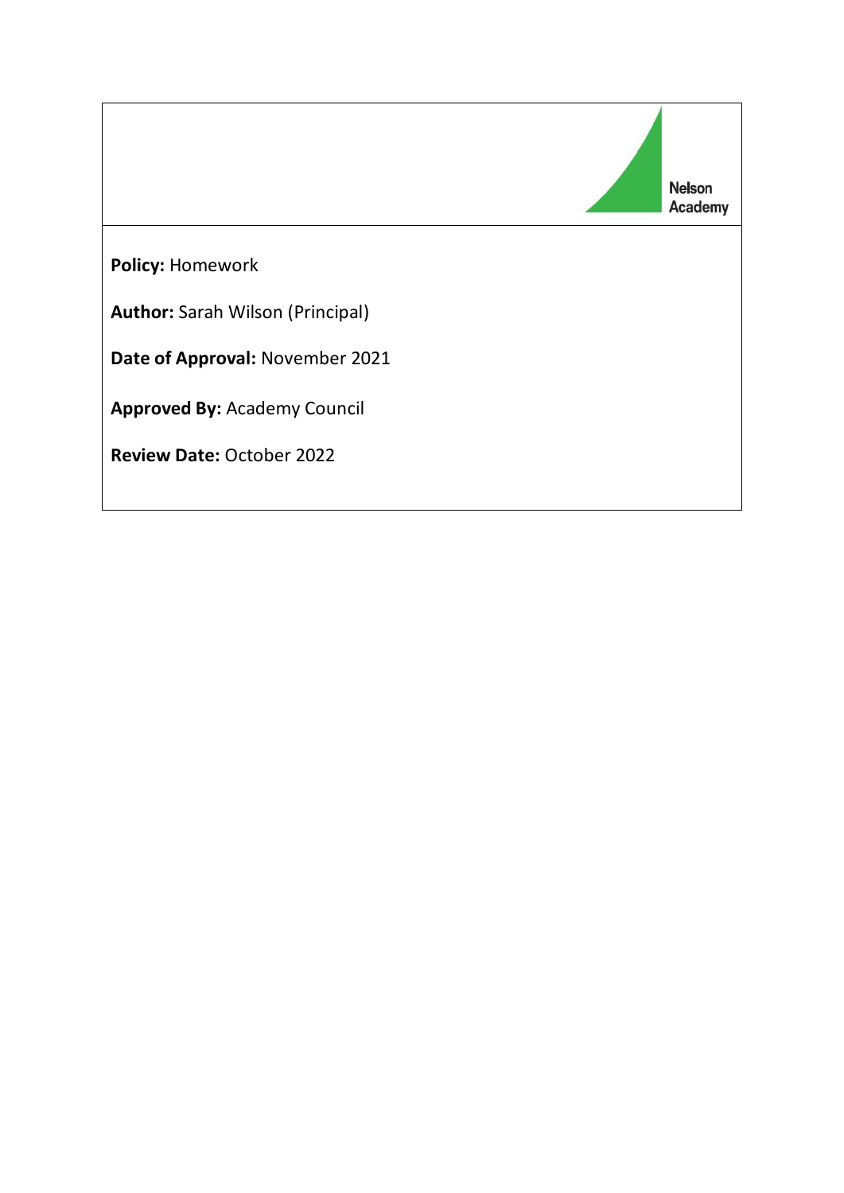Nelson Academy

**Policy:** Homework

**Author:** Sarah Wilson (Principal)

**Date of Approval:** November 2021

**Approved By:** Academy Council

**Review Date:** October 2022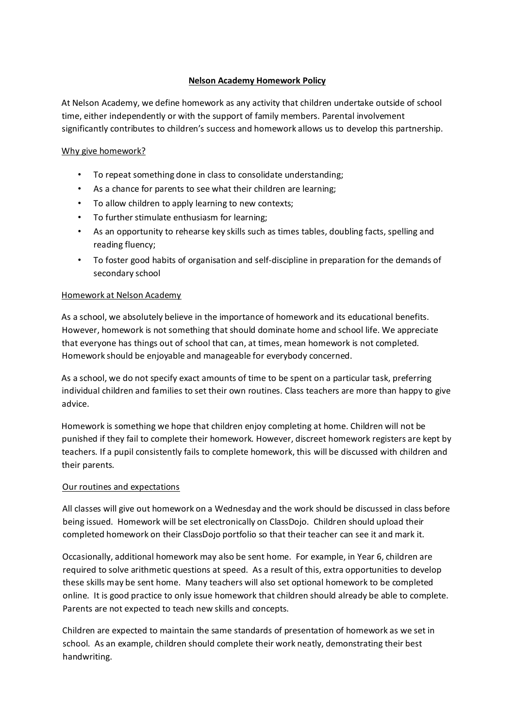# Nelson Academy Homework Policy

At Nelson Academy, we define homework as any activity that children undertake outside of school time, either independently or with the support of family members. Parental involvement significantly contributes to children's success and homework allows us to develop this partnership.

## Why give homework?

- To repeat something done in class to consolidate understanding;
- As a chance for parents to see what their children are learning;
- To allow children to apply learning to new contexts;
- To further stimulate enthusiasm for learning;
- As an opportunity to rehearse key skills such as times tables, doubling facts, spelling and reading fluency;
- To foster good habits of organisation and self-discipline in preparation for the demands of secondary school

## Homework at Nelson Academy

As a school, we absolutely believe in the importance of homework and its educational benefits. However, homework is not something that should dominate home and school life. We appreciate that everyone has things out of school that can, at times, mean homework is not completed. Homework should be enjoyable and manageable for everybody concerned.

As a school, we do not specify exact amounts of time to be spent on a particular task, preferring individual children and families to set their own routines. Class teachers are more than happy to give advice.

Homework is something we hope that children enjoy completing at home. Children will not be punished if they fail to complete their homework. However, discreet homework registers are kept by teachers. If a pupil consistently fails to complete homework, this will be discussed with children and their parents.

## Our routines and expectations

All classes will give out homework on a Wednesday and the work should be discussed in class before being issued. Homework will be set electronically on ClassDojo. Children should upload their completed homework on their ClassDojo portfolio so that their teacher can see it and mark it.

Occasionally, additional homework may also be sent home. For example, in Year 6, children are required to solve arithmetic questions at speed. As a result of this, extra opportunities to develop these skills may be sent home. Many teachers will also set optional homework to be completed online. It is good practice to only issue homework that children should already be able to complete. Parents are not expected to teach new skills and concepts.

Children are expected to maintain the same standards of presentation of homework as we set in school. As an example, children should complete their work neatly, demonstrating their best handwriting.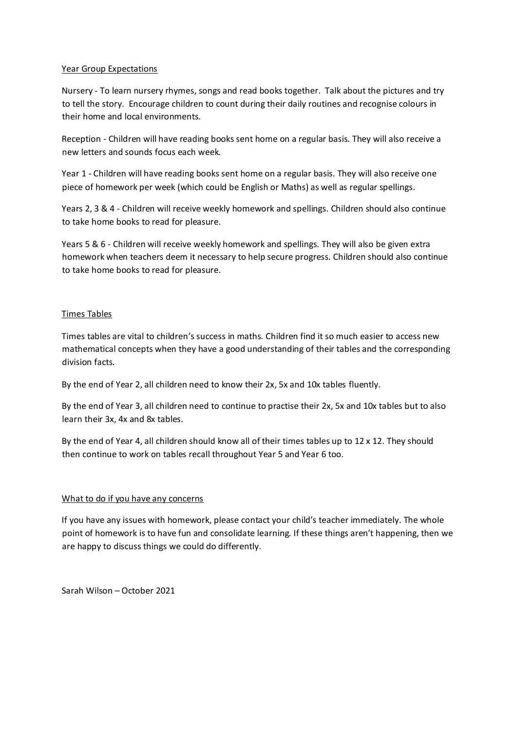## Year Group Expectations

Nursery - To learn nursery rhymes, songs and read books together. Talk about the pictures and try to tell the story. Encourage children to count during their daily routines and recognise colours in their home and local environments.

Reception - Children will have reading books sent home on a regular basis. They will also receive a new letters and sounds focus each week.

Year 1 - Children will have reading books sent home on a regular basis. They will also receive one piece of homework per week (which could be English or Maths) as well as regular spellings.

Years 2, 3 & 4 - Children will receive weekly homework and spellings. Children should also continue to take home books to read for pleasure.

Years 5 & 6 - Children will receive weekly homework and spellings. They will also be given extra homework when teachers deem it necessary to help secure progress. Children should also continue to take home books to read for pleasure.

## Times Tables

Times tables are vital to children's success in maths. Children find it so much easier to access new mathematical concepts when they have a good understanding of their tables and the corresponding division facts.

By the end of Year 2, all children need to know their 2x, 5x and 10x tables fluently.

By the end of Year 3, all children need to continue to practise their 2x, 5x and 10x tables but to also learn their 3x, 4x and 8x tables.

By the end of Year 4, all children should know all of their times tables up to 12 x 12. They should then continue to work on tables recall throughout Year 5 and Year 6 too.

## What to do if you have any concerns

If you have any issues with homework, please contact your child's teacher immediately. The whole point of homework is to have fun and consolidate learning. If these things aren't happening, then we are happy to discuss things we could do differently.

Sarah Wilson – October 2021